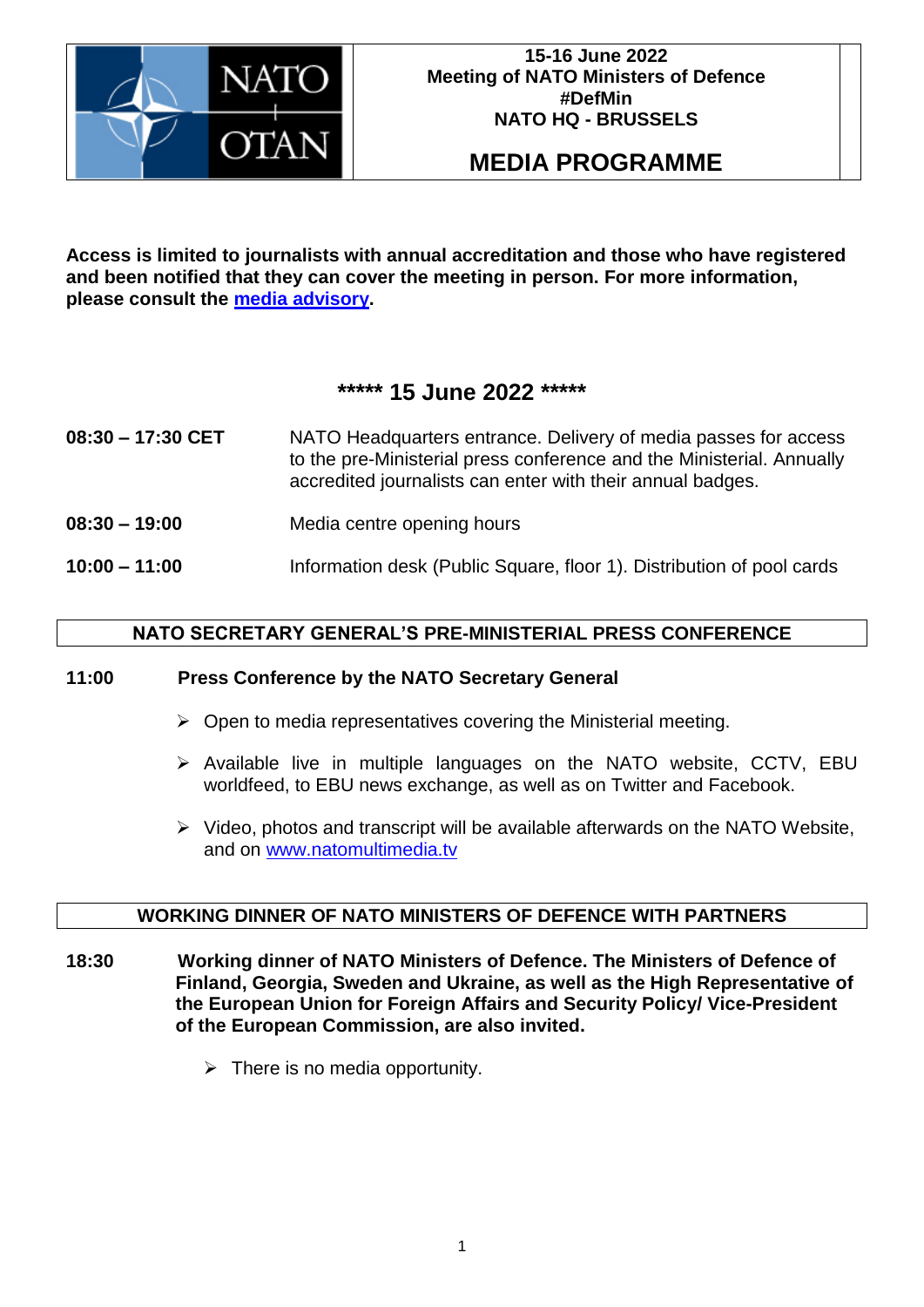**15-16 June 2022**
**Meeting of NATO Ministers of Defence**
**#DefMin**
**NATO HQ - BRUSSELS**

# MEDIA PROGRAMME

**Access is limited to journalists with annual accreditation and those who have registered and been notified that they can cover the meeting in person. For more information, please consult the media advisory.**

## ***** 15 June 2022 *****

**08:30 – 17:30 CET** NATO Headquarters entrance. Delivery of media passes for access to the pre-Ministerial press conference and the Ministerial. Annually accredited journalists can enter with their annual badges.

**08:30 – 19:00** Media centre opening hours

**10:00 – 11:00** Information desk (Public Square, floor 1). Distribution of pool cards

### NATO SECRETARY GENERAL'S PRE-MINISTERIAL PRESS CONFERENCE

**11:00 Press Conference by the NATO Secretary General**

- Open to media representatives covering the Ministerial meeting.
- Available live in multiple languages on the NATO website, CCTV, EBU worldfeed, to EBU news exchange, as well as on Twitter and Facebook.
- Video, photos and transcript will be available afterwards on the NATO Website, and on www.natomultimedia.tv

### WORKING DINNER OF NATO MINISTERS OF DEFENCE WITH PARTNERS

**18:30 Working dinner of NATO Ministers of Defence. The Ministers of Defence of Finland, Georgia, Sweden and Ukraine, as well as the High Representative of the European Union for Foreign Affairs and Security Policy/ Vice-President of the European Commission, are also invited.**

- There is no media opportunity.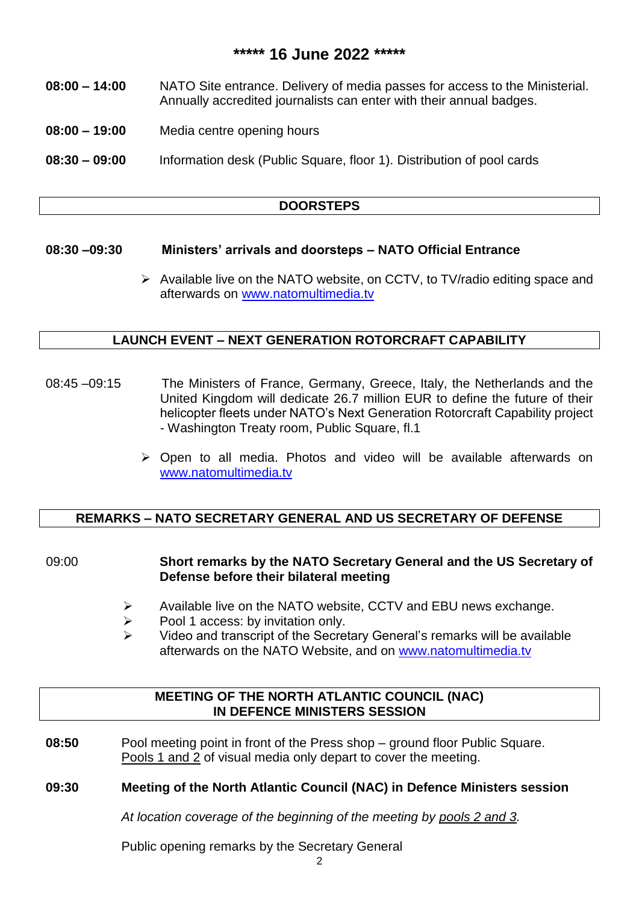## \*\*\*\*\* 16 June 2022 \*\*\*\*\*

**08:00 – 14:00** NATO Site entrance. Delivery of media passes for access to the Ministerial. Annually accredited journalists can enter with their annual badges.

**08:00 – 19:00** Media centre opening hours

**08:30 – 09:00** Information desk (Public Square, floor 1). Distribution of pool cards

### DOORSTEPS

**08:30 –09:30** **Ministers' arrivals and doorsteps – NATO Official Entrance**

- Available live on the NATO website, on CCTV, to TV/radio editing space and afterwards on [www.natomultimedia.tv](http://www.natomultimedia.tv)

### LAUNCH EVENT – NEXT GENERATION ROTORCRAFT CAPABILITY

08:45 –09:15 The Ministers of France, Germany, Greece, Italy, the Netherlands and the United Kingdom will dedicate 26.7 million EUR to define the future of their helicopter fleets under NATO's Next Generation Rotorcraft Capability project - Washington Treaty room, Public Square, fl.1

- Open to all media. Photos and video will be available afterwards on [www.natomultimedia.tv](http://www.natomultimedia.tv)

### REMARKS – NATO SECRETARY GENERAL AND US SECRETARY OF DEFENSE

09:00 **Short remarks by the NATO Secretary General and the US Secretary of Defense before their bilateral meeting**

- Available live on the NATO website, CCTV and EBU news exchange.
- Pool 1 access: by invitation only.
- Video and transcript of the Secretary General's remarks will be available afterwards on the NATO Website, and on [www.natomultimedia.tv](http://www.natomultimedia.tv)

### MEETING OF THE NORTH ATLANTIC COUNCIL (NAC) IN DEFENCE MINISTERS SESSION

**08:50** Pool meeting point in front of the Press shop – ground floor Public Square. Pools 1 and 2 of visual media only depart to cover the meeting.

**09:30** **Meeting of the North Atlantic Council (NAC) in Defence Ministers session**

*At location coverage of the beginning of the meeting by pools 2 and 3.*

Public opening remarks by the Secretary General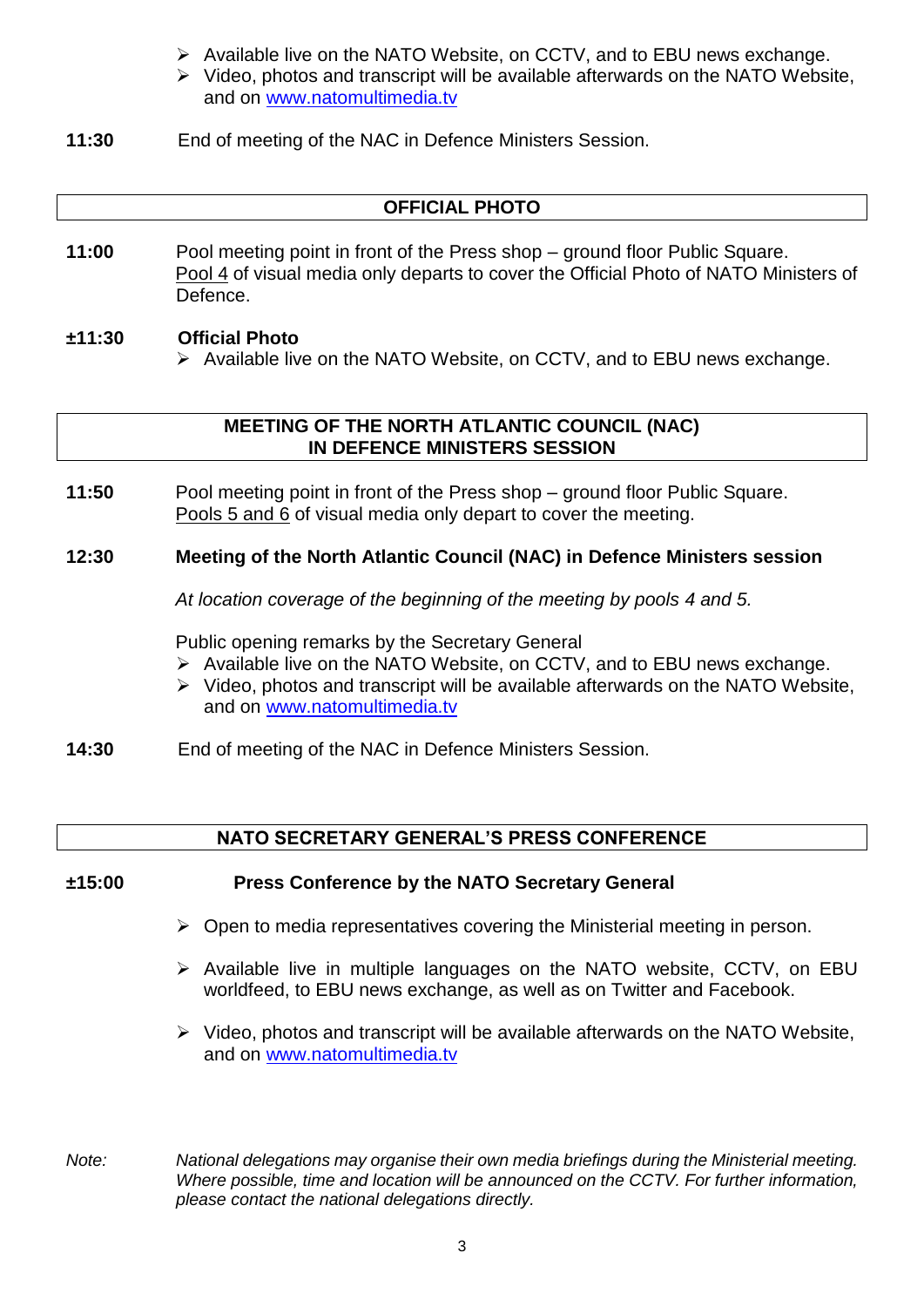- Available live on the NATO Website, on CCTV, and to EBU news exchange.
- Video, photos and transcript will be available afterwards on the NATO Website, and on [www.natomultimedia.tv](http://www.natomultimedia.tv)

**11:30** End of meeting of the NAC in Defence Ministers Session.

## OFFICIAL PHOTO

**11:00** Pool meeting point in front of the Press shop – ground floor Public Square. Pool 4 of visual media only departs to cover the Official Photo of NATO Ministers of Defence.

**±11:30** **Official Photo**

- Available live on the NATO Website, on CCTV, and to EBU news exchange.

## MEETING OF THE NORTH ATLANTIC COUNCIL (NAC) IN DEFENCE MINISTERS SESSION

**11:50** Pool meeting point in front of the Press shop – ground floor Public Square. Pools 5 and 6 of visual media only depart to cover the meeting.

**12:30** **Meeting of the North Atlantic Council (NAC) in Defence Ministers session**

*At location coverage of the beginning of the meeting by pools 4 and 5.*

Public opening remarks by the Secretary General

- Available live on the NATO Website, on CCTV, and to EBU news exchange.
- Video, photos and transcript will be available afterwards on the NATO Website, and on [www.natomultimedia.tv](http://www.natomultimedia.tv)

**14:30** End of meeting of the NAC in Defence Ministers Session.

## NATO SECRETARY GENERAL'S PRESS CONFERENCE

**±15:00** **Press Conference by the NATO Secretary General**

- Open to media representatives covering the Ministerial meeting in person.
- Available live in multiple languages on the NATO website, CCTV, on EBU worldfeed, to EBU news exchange, as well as on Twitter and Facebook.
- Video, photos and transcript will be available afterwards on the NATO Website, and on [www.natomultimedia.tv](http://www.natomultimedia.tv)

*Note:* *National delegations may organise their own media briefings during the Ministerial meeting. Where possible, time and location will be announced on the CCTV. For further information, please contact the national delegations directly.*